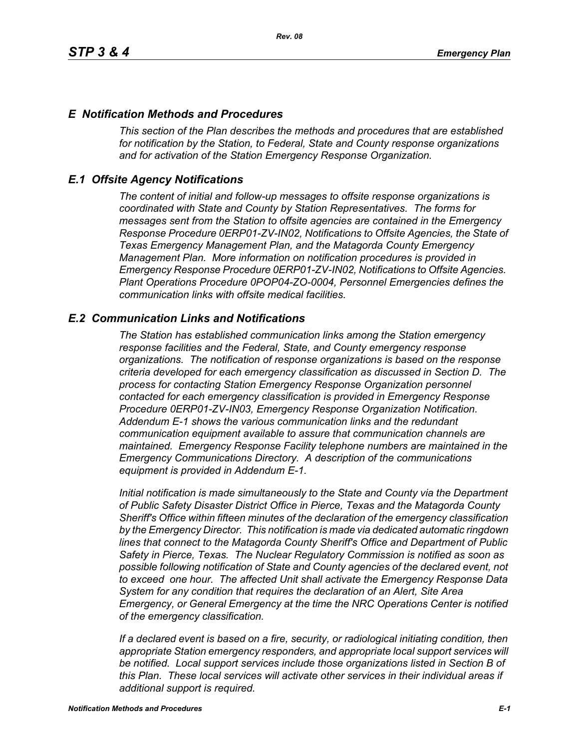## *E Notification Methods and Procedures*

*This section of the Plan describes the methods and procedures that are established for notification by the Station, to Federal, State and County response organizations and for activation of the Station Emergency Response Organization.*

## *E.1 Offsite Agency Notifications*

*The content of initial and follow-up messages to offsite response organizations is coordinated with State and County by Station Representatives. The forms for messages sent from the Station to offsite agencies are contained in the Emergency Response Procedure 0ERP01-ZV-IN02, Notifications to Offsite Agencies, the State of Texas Emergency Management Plan, and the Matagorda County Emergency Management Plan. More information on notification procedures is provided in Emergency Response Procedure 0ERP01-ZV-IN02, Notifications to Offsite Agencies. Plant Operations Procedure 0POP04-ZO-0004, Personnel Emergencies defines the communication links with offsite medical facilities.*

## *E.2 Communication Links and Notifications*

*The Station has established communication links among the Station emergency response facilities and the Federal, State, and County emergency response organizations. The notification of response organizations is based on the response criteria developed for each emergency classification as discussed in Section D. The process for contacting Station Emergency Response Organization personnel contacted for each emergency classification is provided in Emergency Response Procedure 0ERP01-ZV-IN03, Emergency Response Organization Notification. Addendum E-1 shows the various communication links and the redundant communication equipment available to assure that communication channels are maintained. Emergency Response Facility telephone numbers are maintained in the Emergency Communications Directory. A description of the communications equipment is provided in Addendum E-1.*

*Initial notification is made simultaneously to the State and County via the Department of Public Safety Disaster District Office in Pierce, Texas and the Matagorda County Sheriff's Office within fifteen minutes of the declaration of the emergency classification by the Emergency Director. This notification is made via dedicated automatic ringdown lines that connect to the Matagorda County Sheriff's Office and Department of Public Safety in Pierce, Texas. The Nuclear Regulatory Commission is notified as soon as possible following notification of State and County agencies of the declared event, not to exceed one hour. The affected Unit shall activate the Emergency Response Data System for any condition that requires the declaration of an Alert, Site Area Emergency, or General Emergency at the time the NRC Operations Center is notified of the emergency classification.*

*If a declared event is based on a fire, security, or radiological initiating condition, then appropriate Station emergency responders, and appropriate local support services will be notified. Local support services include those organizations listed in Section B of this Plan. These local services will activate other services in their individual areas if additional support is required.*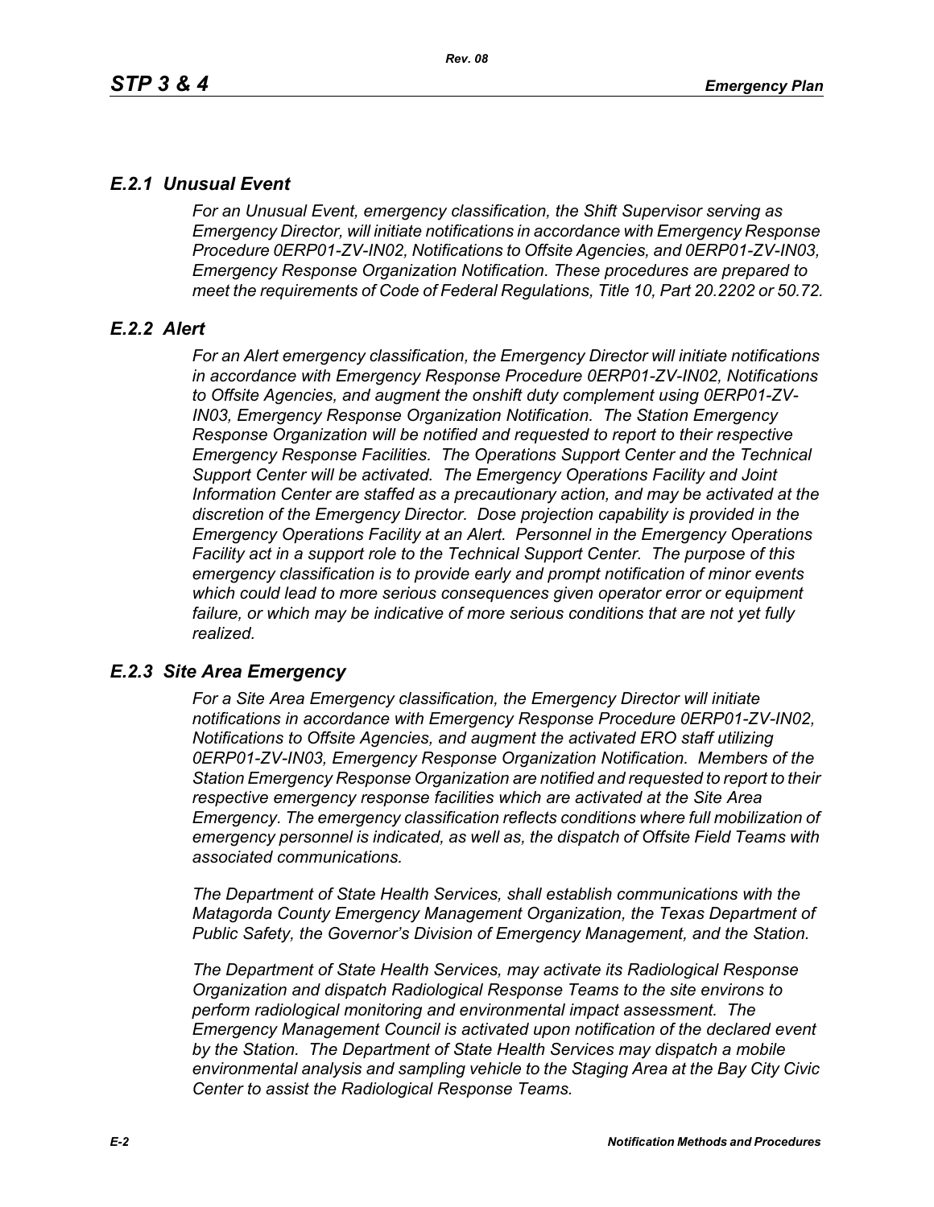## *E.2.1 Unusual Event*

*For an Unusual Event, emergency classification, the Shift Supervisor serving as Emergency Director, will initiate notifications in accordance with Emergency Response Procedure 0ERP01-ZV-IN02, Notifications to Offsite Agencies, and 0ERP01-ZV-IN03, Emergency Response Organization Notification. These procedures are prepared to meet the requirements of Code of Federal Regulations, Title 10, Part 20.2202 or 50.72.*

## *E.2.2 Alert*

*For an Alert emergency classification, the Emergency Director will initiate notifications in accordance with Emergency Response Procedure 0ERP01-ZV-IN02, Notifications to Offsite Agencies, and augment the onshift duty complement using 0ERP01-ZV-IN03, Emergency Response Organization Notification. The Station Emergency Response Organization will be notified and requested to report to their respective Emergency Response Facilities. The Operations Support Center and the Technical Support Center will be activated. The Emergency Operations Facility and Joint Information Center are staffed as a precautionary action, and may be activated at the discretion of the Emergency Director. Dose projection capability is provided in the Emergency Operations Facility at an Alert. Personnel in the Emergency Operations Facility act in a support role to the Technical Support Center. The purpose of this emergency classification is to provide early and prompt notification of minor events which could lead to more serious consequences given operator error or equipment failure, or which may be indicative of more serious conditions that are not yet fully realized.*

## *E.2.3 Site Area Emergency*

*For a Site Area Emergency classification, the Emergency Director will initiate notifications in accordance with Emergency Response Procedure 0ERP01-ZV-IN02, Notifications to Offsite Agencies, and augment the activated ERO staff utilizing 0ERP01-ZV-IN03, Emergency Response Organization Notification. Members of the Station Emergency Response Organization are notified and requested to report to their respective emergency response facilities which are activated at the Site Area Emergency. The emergency classification reflects conditions where full mobilization of emergency personnel is indicated, as well as, the dispatch of Offsite Field Teams with associated communications.*

*The Department of State Health Services, shall establish communications with the Matagorda County Emergency Management Organization, the Texas Department of Public Safety, the Governor's Division of Emergency Management, and the Station.*

*The Department of State Health Services, may activate its Radiological Response Organization and dispatch Radiological Response Teams to the site environs to perform radiological monitoring and environmental impact assessment. The Emergency Management Council is activated upon notification of the declared event by the Station. The Department of State Health Services may dispatch a mobile environmental analysis and sampling vehicle to the Staging Area at the Bay City Civic Center to assist the Radiological Response Teams.*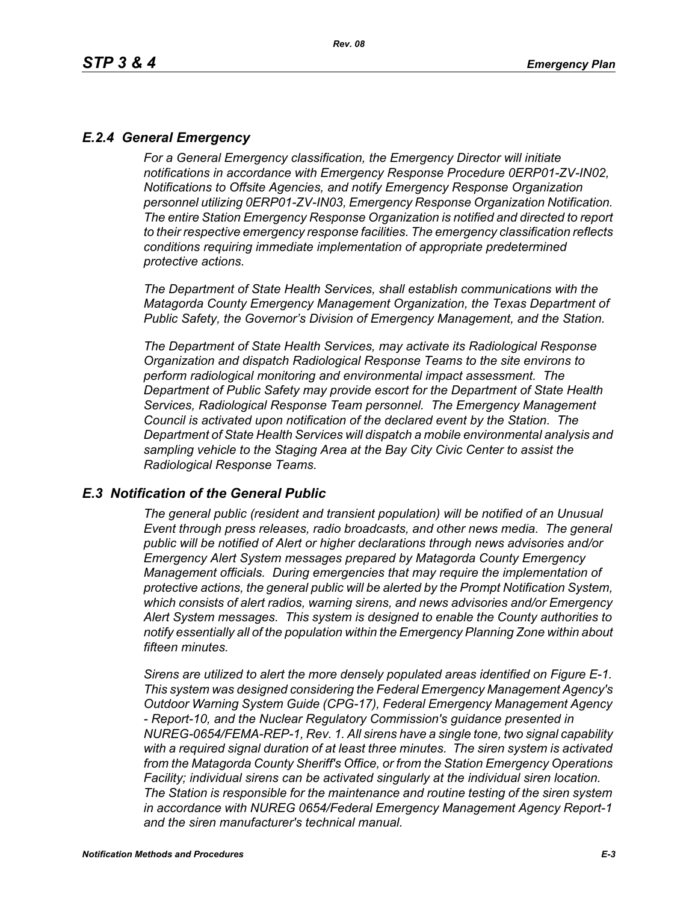### *E.2.4 General Emergency*

*For a General Emergency classification, the Emergency Director will initiate notifications in accordance with Emergency Response Procedure 0ERP01-ZV-IN02, Notifications to Offsite Agencies, and notify Emergency Response Organization personnel utilizing 0ERP01-ZV-IN03, Emergency Response Organization Notification. The entire Station Emergency Response Organization is notified and directed to report to their respective emergency response facilities. The emergency classification reflects conditions requiring immediate implementation of appropriate predetermined protective actions.*

*The Department of State Health Services, shall establish communications with the Matagorda County Emergency Management Organization, the Texas Department of Public Safety, the Governor's Division of Emergency Management, and the Station.*

*The Department of State Health Services, may activate its Radiological Response Organization and dispatch Radiological Response Teams to the site environs to perform radiological monitoring and environmental impact assessment. The Department of Public Safety may provide escort for the Department of State Health Services, Radiological Response Team personnel. The Emergency Management Council is activated upon notification of the declared event by the Station. The Department of State Health Services will dispatch a mobile environmental analysis and sampling vehicle to the Staging Area at the Bay City Civic Center to assist the Radiological Response Teams.*

## *E.3 Notification of the General Public*

*The general public (resident and transient population) will be notified of an Unusual Event through press releases, radio broadcasts, and other news media. The general public will be notified of Alert or higher declarations through news advisories and/or Emergency Alert System messages prepared by Matagorda County Emergency Management officials. During emergencies that may require the implementation of protective actions, the general public will be alerted by the Prompt Notification System, which consists of alert radios, warning sirens, and news advisories and/or Emergency Alert System messages. This system is designed to enable the County authorities to notify essentially all of the population within the Emergency Planning Zone within about fifteen minutes.*

*Sirens are utilized to alert the more densely populated areas identified on Figure E-1. This system was designed considering the Federal Emergency Management Agency's Outdoor Warning System Guide (CPG-17), Federal Emergency Management Agency - Report-10, and the Nuclear Regulatory Commission's guidance presented in NUREG-0654/FEMA-REP-1, Rev. 1. All sirens have a single tone, two signal capability with a required signal duration of at least three minutes. The siren system is activated from the Matagorda County Sheriff's Office, or from the Station Emergency Operations Facility; individual sirens can be activated singularly at the individual siren location. The Station is responsible for the maintenance and routine testing of the siren system in accordance with NUREG 0654/Federal Emergency Management Agency Report-1 and the siren manufacturer's technical manual.*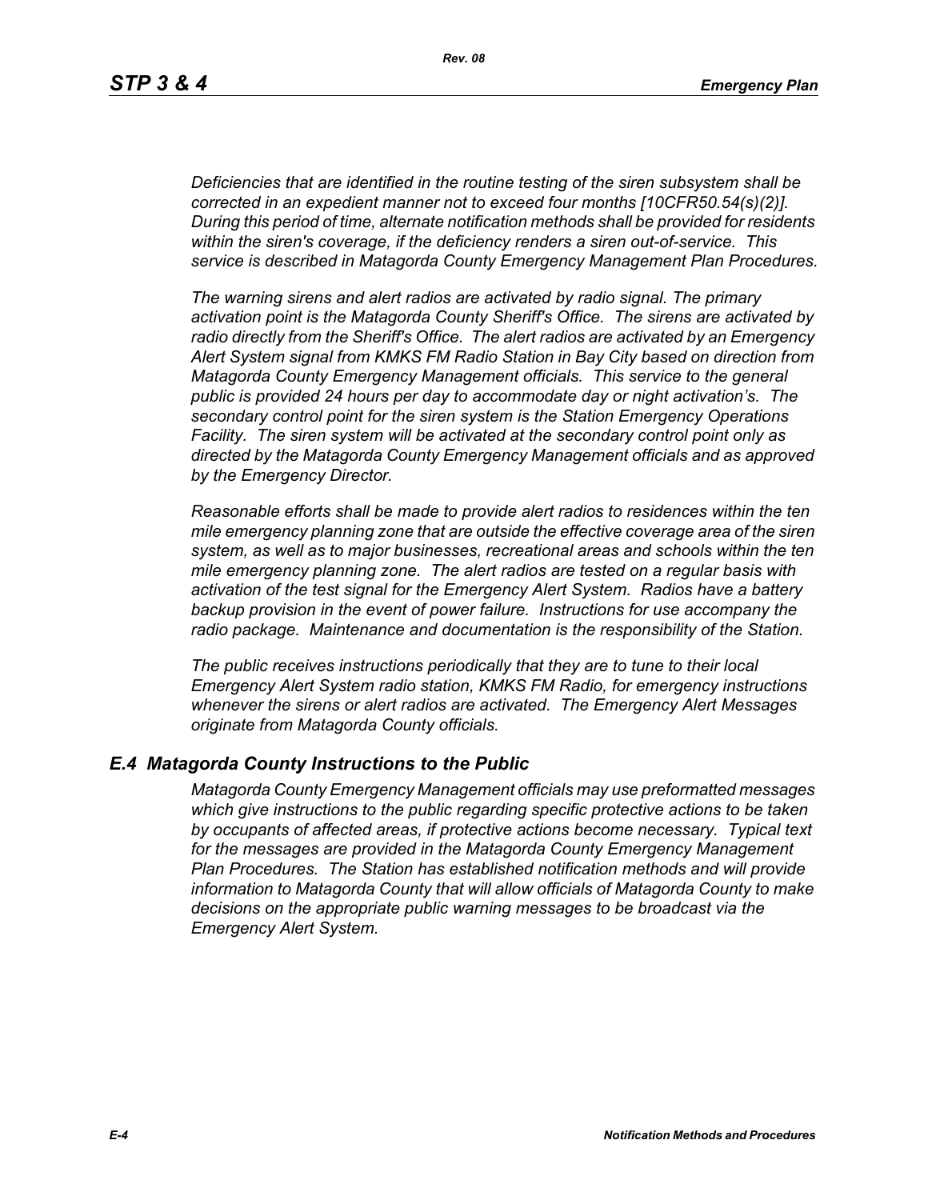*Deficiencies that are identified in the routine testing of the siren subsystem shall be corrected in an expedient manner not to exceed four months [10CFR50.54(s)(2)]. During this period of time, alternate notification methods shall be provided for residents within the siren's coverage, if the deficiency renders a siren out-of-service. This service is described in Matagorda County Emergency Management Plan Procedures.*

*The warning sirens and alert radios are activated by radio signal. The primary activation point is the Matagorda County Sheriff's Office. The sirens are activated by radio directly from the Sheriff's Office. The alert radios are activated by an Emergency Alert System signal from KMKS FM Radio Station in Bay City based on direction from Matagorda County Emergency Management officials. This service to the general public is provided 24 hours per day to accommodate day or night activation's. The secondary control point for the siren system is the Station Emergency Operations Facility. The siren system will be activated at the secondary control point only as directed by the Matagorda County Emergency Management officials and as approved by the Emergency Director.*

*Reasonable efforts shall be made to provide alert radios to residences within the ten mile emergency planning zone that are outside the effective coverage area of the siren system, as well as to major businesses, recreational areas and schools within the ten mile emergency planning zone. The alert radios are tested on a regular basis with activation of the test signal for the Emergency Alert System. Radios have a battery backup provision in the event of power failure. Instructions for use accompany the radio package. Maintenance and documentation is the responsibility of the Station.*

*The public receives instructions periodically that they are to tune to their local Emergency Alert System radio station, KMKS FM Radio, for emergency instructions whenever the sirens or alert radios are activated. The Emergency Alert Messages originate from Matagorda County officials.*

## *E.4 Matagorda County Instructions to the Public*

*Matagorda County Emergency Management officials may use preformatted messages which give instructions to the public regarding specific protective actions to be taken by occupants of affected areas, if protective actions become necessary. Typical text for the messages are provided in the Matagorda County Emergency Management Plan Procedures. The Station has established notification methods and will provide information to Matagorda County that will allow officials of Matagorda County to make decisions on the appropriate public warning messages to be broadcast via the Emergency Alert System.*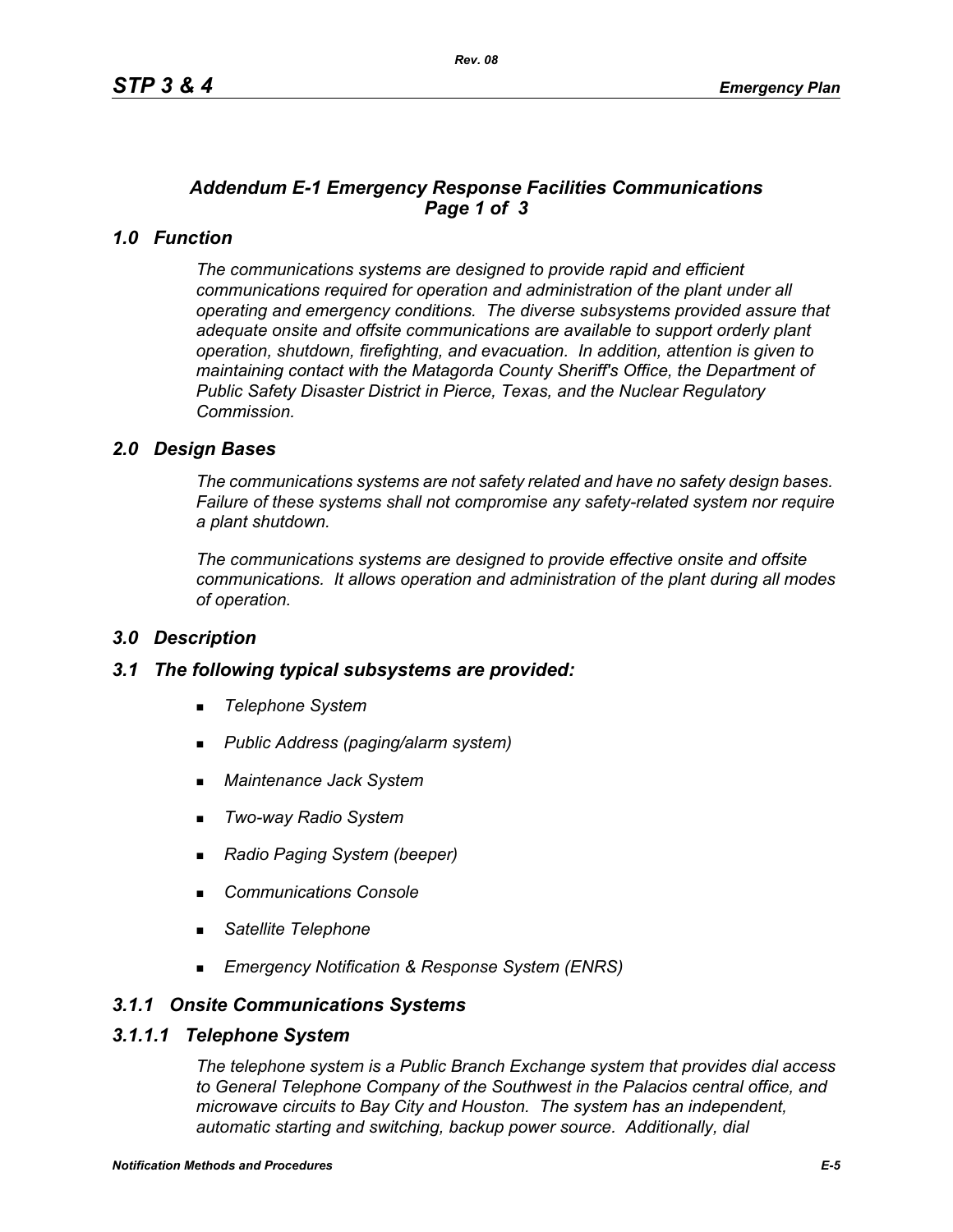## *Addendum E-1 Emergency Response Facilities Communications Page 1 of 3*

### *1.0 Function*

*The communications systems are designed to provide rapid and efficient communications required for operation and administration of the plant under all operating and emergency conditions. The diverse subsystems provided assure that adequate onsite and offsite communications are available to support orderly plant operation, shutdown, firefighting, and evacuation. In addition, attention is given to maintaining contact with the Matagorda County Sheriff's Office, the Department of Public Safety Disaster District in Pierce, Texas, and the Nuclear Regulatory Commission.*

### *2.0 Design Bases*

*The communications systems are not safety related and have no safety design bases. Failure of these systems shall not compromise any safety-related system nor require a plant shutdown.*

*The communications systems are designed to provide effective onsite and offsite communications. It allows operation and administration of the plant during all modes of operation.*

### *3.0 Description*

### *3.1 The following typical subsystems are provided:*

- *Telephone System*
- *Public Address (paging/alarm system)*
- *Maintenance Jack System*
- *Two-way Radio System*
- *Radio Paging System (beeper)*
- *Communications Console*
- *Satellite Telephone*
- *Emergency Notification & Response System (ENRS)*

### *3.1.1 Onsite Communications Systems*

### *3.1.1.1 Telephone System*

*The telephone system is a Public Branch Exchange system that provides dial access to General Telephone Company of the Southwest in the Palacios central office, and microwave circuits to Bay City and Houston. The system has an independent, automatic starting and switching, backup power source. Additionally, dial*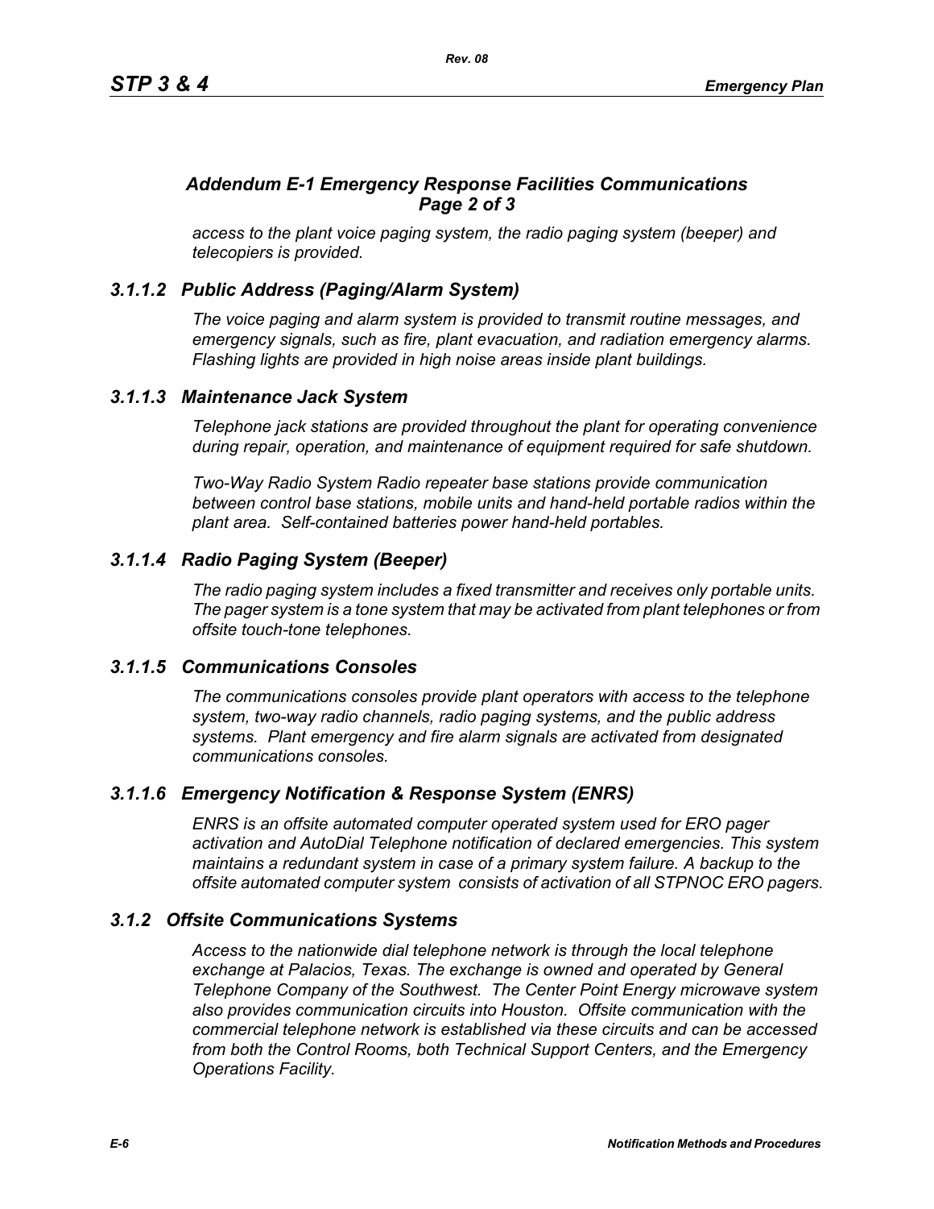## *Addendum E-1 Emergency Response Facilities Communications Page 2 of 3*

*access to the plant voice paging system, the radio paging system (beeper) and telecopiers is provided.*

### *3.1.1.2 Public Address (Paging/Alarm System)*

*The voice paging and alarm system is provided to transmit routine messages, and emergency signals, such as fire, plant evacuation, and radiation emergency alarms. Flashing lights are provided in high noise areas inside plant buildings.*

### *3.1.1.3 Maintenance Jack System*

*Telephone jack stations are provided throughout the plant for operating convenience during repair, operation, and maintenance of equipment required for safe shutdown.*

*Two-Way Radio System Radio repeater base stations provide communication between control base stations, mobile units and hand-held portable radios within the plant area. Self-contained batteries power hand-held portables.*

### *3.1.1.4 Radio Paging System (Beeper)*

*The radio paging system includes a fixed transmitter and receives only portable units. The pager system is a tone system that may be activated from plant telephones or from offsite touch-tone telephones.*

### *3.1.1.5 Communications Consoles*

*The communications consoles provide plant operators with access to the telephone system, two-way radio channels, radio paging systems, and the public address systems. Plant emergency and fire alarm signals are activated from designated communications consoles.*

### *3.1.1.6 Emergency Notification & Response System (ENRS)*

*ENRS is an offsite automated computer operated system used for ERO pager activation and AutoDial Telephone notification of declared emergencies. This system maintains a redundant system in case of a primary system failure. A backup to the offsite automated computer system consists of activation of all STPNOC ERO pagers.*

### *3.1.2 Offsite Communications Systems*

*Access to the nationwide dial telephone network is through the local telephone exchange at Palacios, Texas. The exchange is owned and operated by General Telephone Company of the Southwest. The Center Point Energy microwave system also provides communication circuits into Houston. Offsite communication with the commercial telephone network is established via these circuits and can be accessed from both the Control Rooms, both Technical Support Centers, and the Emergency Operations Facility.*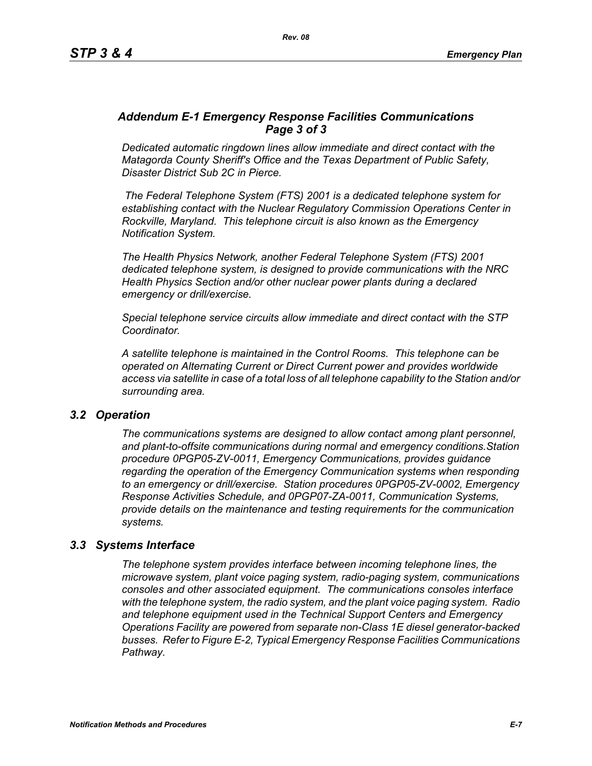## *Addendum E-1 Emergency Response Facilities Communications Page 3 of 3*

*Dedicated automatic ringdown lines allow immediate and direct contact with the Matagorda County Sheriff's Office and the Texas Department of Public Safety, Disaster District Sub 2C in Pierce.*

*The Federal Telephone System (FTS) 2001 is a dedicated telephone system for establishing contact with the Nuclear Regulatory Commission Operations Center in Rockville, Maryland. This telephone circuit is also known as the Emergency Notification System.*

*The Health Physics Network, another Federal Telephone System (FTS) 2001 dedicated telephone system, is designed to provide communications with the NRC Health Physics Section and/or other nuclear power plants during a declared emergency or drill/exercise.*

*Special telephone service circuits allow immediate and direct contact with the STP Coordinator.*

*A satellite telephone is maintained in the Control Rooms. This telephone can be operated on Alternating Current or Direct Current power and provides worldwide access via satellite in case of a total loss of all telephone capability to the Station and/or surrounding area.*

### *3.2 Operation*

*The communications systems are designed to allow contact among plant personnel, and plant-to-offsite communications during normal and emergency conditions.Station procedure 0PGP05-ZV-0011, Emergency Communications, provides guidance regarding the operation of the Emergency Communication systems when responding to an emergency or drill/exercise. Station procedures 0PGP05-ZV-0002, Emergency Response Activities Schedule, and 0PGP07-ZA-0011, Communication Systems, provide details on the maintenance and testing requirements for the communication systems.*

### *3.3 Systems Interface*

*The telephone system provides interface between incoming telephone lines, the microwave system, plant voice paging system, radio-paging system, communications consoles and other associated equipment. The communications consoles interface with the telephone system, the radio system, and the plant voice paging system. Radio and telephone equipment used in the Technical Support Centers and Emergency Operations Facility are powered from separate non-Class 1E diesel generator-backed busses. Refer to Figure E-2, Typical Emergency Response Facilities Communications Pathway.*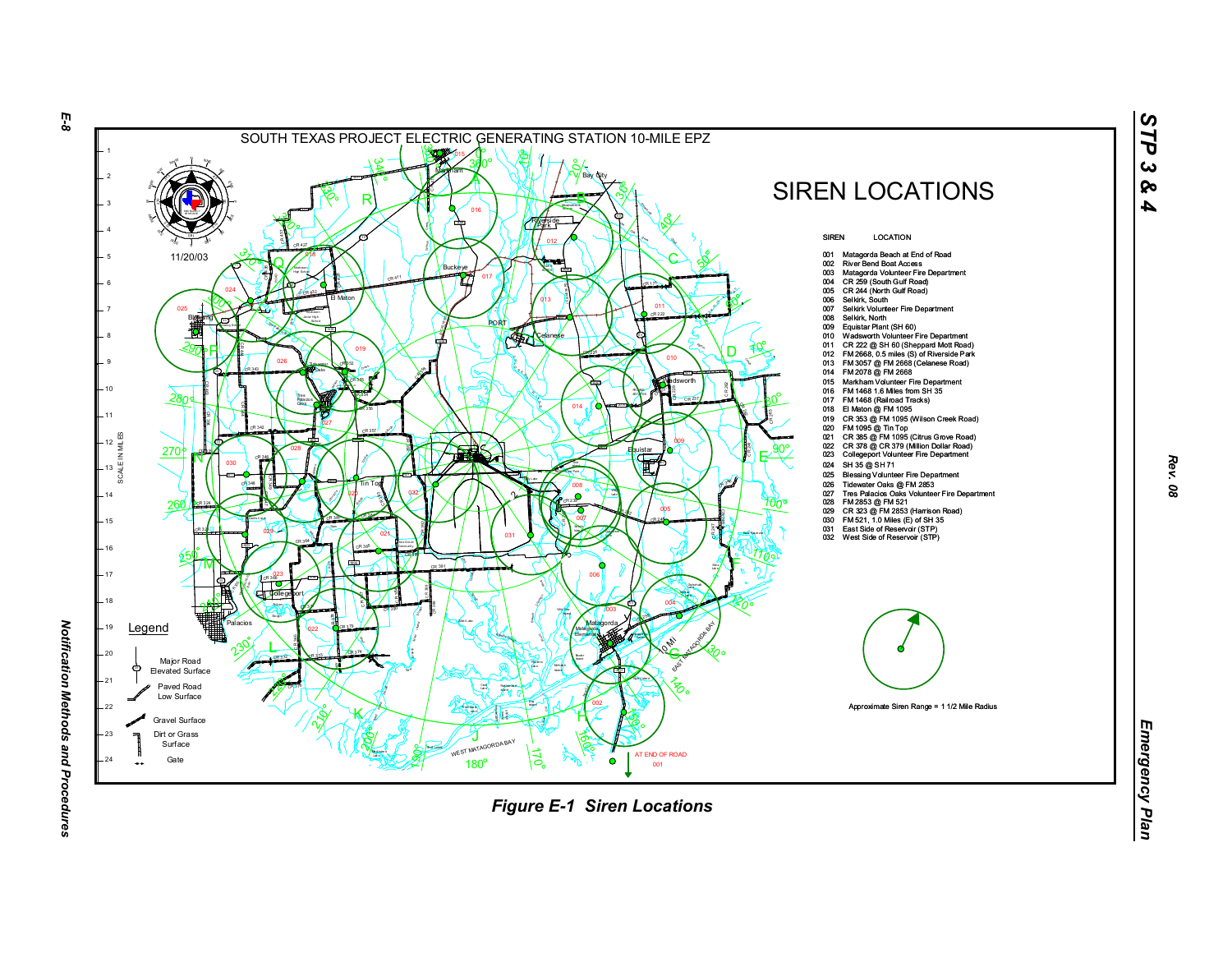SOUTH TEXAS PROJECT ELECTRIC GENERATING STATION 10-MILE EPZ

11/20/03

# SIREN LOCATIONS

| SIREN | LOCATION |
|---|---|
| 001 | Matagorda Beach at End of Road |
| 002 | River Bend Boat Access |
| 003 | Matagorda Volunteer Fire Department |
| 004 | CR 259 (South Gulf Road) |
| 005 | CR 244 (North Gulf Road) |
| 006 | Selkirk, South |
| 007 | Selkirk Volunteer Fire Department |
| 008 | Selkirk, North |
| 009 | Equistar Plant (SH 60) |
| 010 | Wadsworth Volunteer Fire Department |
| 011 | CR 222 @ SH 60 (Sheppard Mott Road) |
| 012 | FM 2668, 0.5 miles (S) of Riverside Park |
| 013 | FM 3057 @ FM 2668 (Celanese Road) |
| 014 | FM 2078 @ FM 2668 |
| 015 | Markham Volunteer Fire Department |
| 016 | FM 1468 1.6 Miles from SH 35 |
| 017 | FM 1468 (Railroad Tracks) |
| 018 | El Maton @ FM 1095 |
| 019 | CR 353 @ FM 1095 (Wilson Creek Road) |
| 020 | FM 1095 @ Tin Top |
| 021 | CR 385 @ FM 1095 (Citrus Grove Road) |
| 022 | CR 378 @ CR 379 (Million Dollar Road) |
| 023 | Collegeport Volunteer Fire Department |
| 024 | SH 35 @ SH 71 |
| 025 | Blessing Volunteer Fire Department |
| 026 | Tidewater Oaks @ FM 2853 |
| 027 | Tres Palacios Oaks Volunteer Fire Department |
| 028 | FM 2853 @ FM 521 |
| 029 | CR 323 @ FM 2853 (Harrison Road) |
| 030 | FM 521, 1.0 Miles (E) of SH 35 |
| 031 | East Side of Reservoir (STP) |
| 032 | West Side of Reservoir (STP) |

Approximate Siren Range = 1 1/2 Mile Radius

Legend

- Major Road Elevated Surface
- Paved Road Low Surface
- Gravel Surface
- Dirt or Grass Surface
- Gate

*Figure E-1 Siren Locations*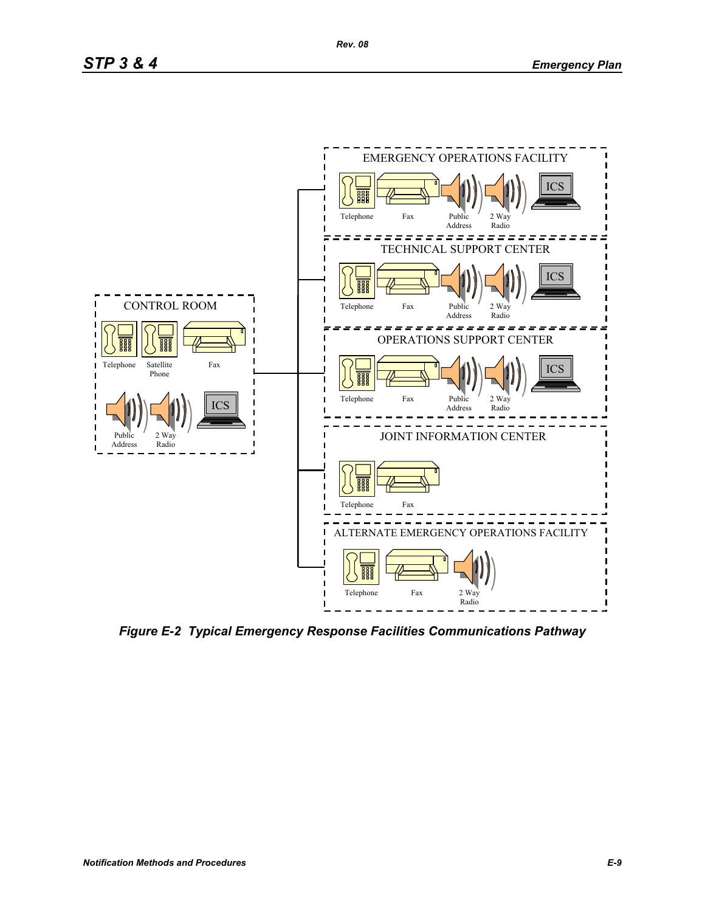**CONTROL ROOM**
- Telephone
- Satellite Phone
- Fax
- Public Address
- 2 Way Radio
- ICS

**EMERGENCY OPERATIONS FACILITY**
- Telephone
- Fax
- Public Address
- 2 Way Radio
- ICS

**TECHNICAL SUPPORT CENTER**
- Telephone
- Fax
- Public Address
- 2 Way Radio
- ICS

**OPERATIONS SUPPORT CENTER**
- Telephone
- Fax
- Public Address
- 2 Way Radio
- ICS

**JOINT INFORMATION CENTER**
- Telephone
- Fax

**ALTERNATE EMERGENCY OPERATIONS FACILITY**
- Telephone
- Fax
- 2 Way Radio

***Figure E-2 Typical Emergency Response Facilities Communications Pathway***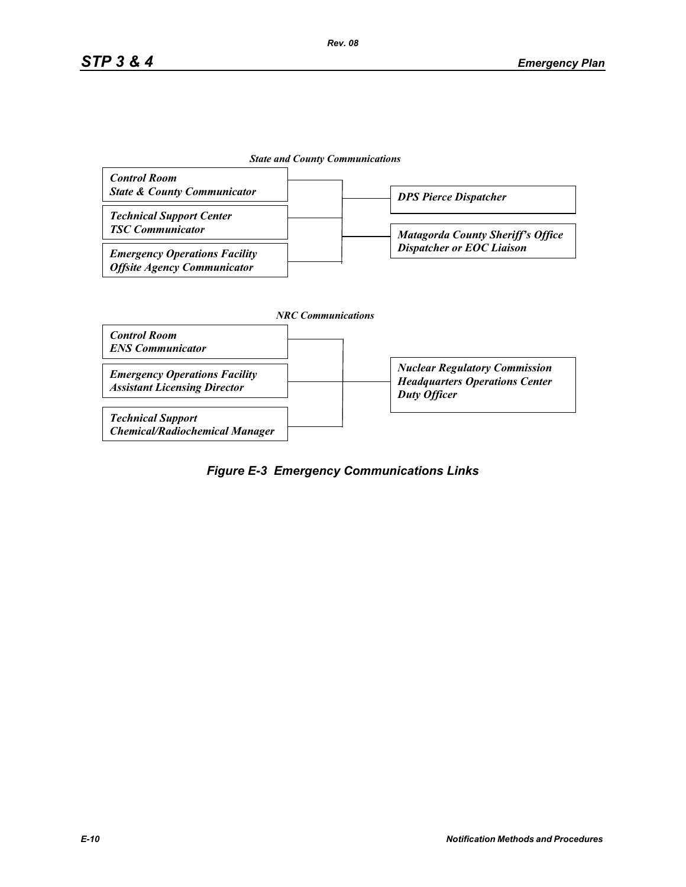*State and County Communications*

*Control Room*
*State & County Communicator*

*Technical Support Center*
*TSC Communicator*

*Emergency Operations Facility*
*Offsite Agency Communicator*

*DPS Pierce Dispatcher*

*Matagorda County Sheriff's Office*
*Dispatcher or EOC Liaison*

*NRC Communications*

*Control Room*
*ENS Communicator*

*Emergency Operations Facility*
*Assistant Licensing Director*

*Technical Support*
*Chemical/Radiochemical Manager*

*Nuclear Regulatory Commission*
*Headquarters Operations Center*
*Duty Officer*

***Figure E-3 Emergency Communications Links***